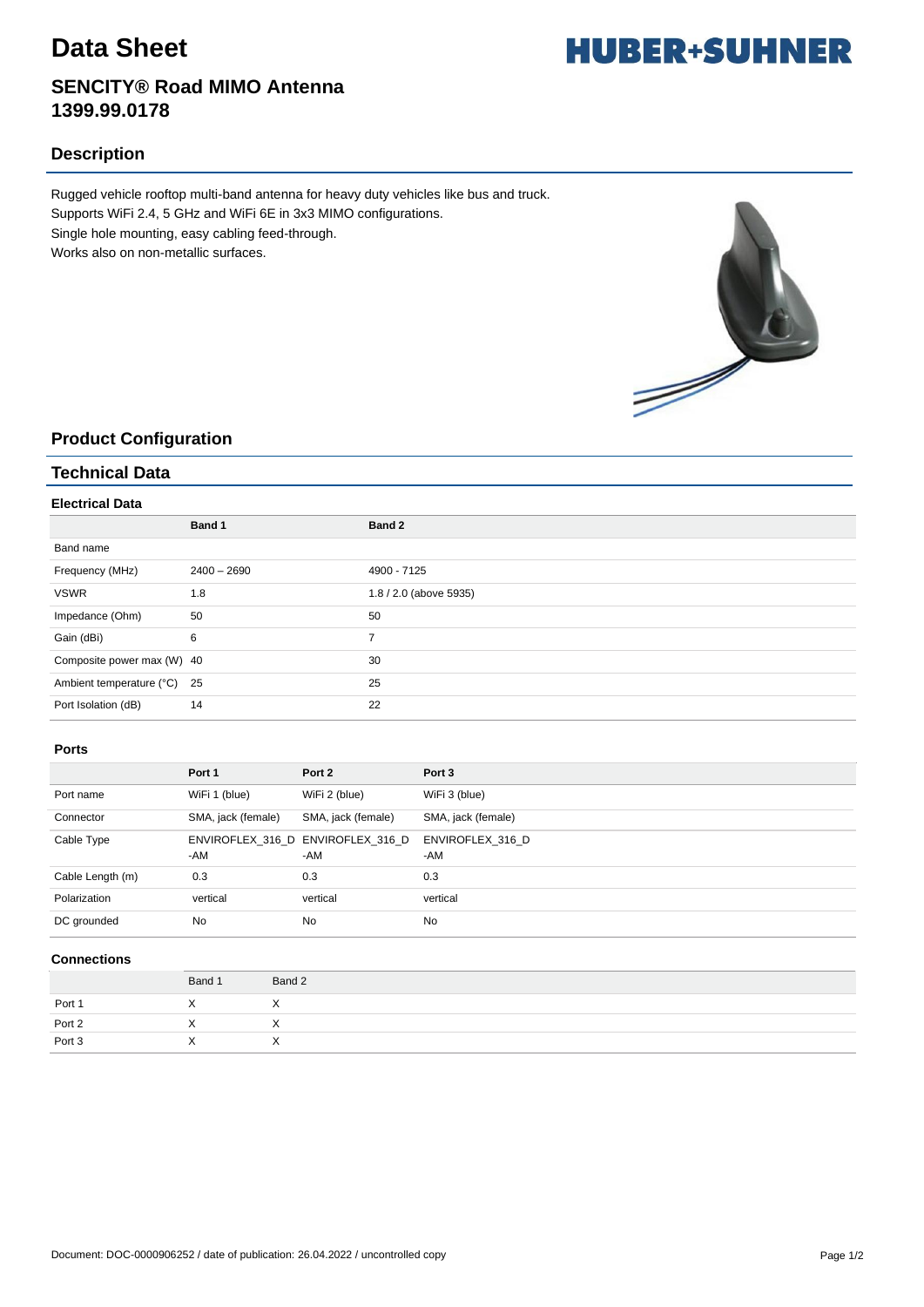# Data Sheet

## SENCITY® Road MIMO Antenna 1399.99.0178

## Description

Rugged vehicle rooftop multi-band antenna for heavy duty vehicles like bus and truck.
Supports WiFi 2.4, 5 GHz and WiFi 6E in 3x3 MIMO configurations.
Single hole mounting, easy cabling feed-through.
Works also on non-metallic surfaces.

## Product Configuration

## Technical Data

### Electrical Data

| | Band 1 | Band 2 |
|---|---|---|
| Band name | | |
| Frequency (MHz) | 2400 – 2690 | 4900 - 7125 |
| VSWR | 1.8 | 1.8 / 2.0 (above 5935) |
| Impedance (Ohm) | 50 | 50 |
| Gain (dBi) | 6 | 7 |
| Composite power max (W) | 40 | 30 |
| Ambient temperature (°C) | 25 | 25 |
| Port Isolation (dB) | 14 | 22 |

### Ports

| | Port 1 | Port 2 | Port 3 |
|---|---|---|---|
| Port name | WiFi 1 (blue) | WiFi 2 (blue) | WiFi 3 (blue) |
| Connector | SMA, jack (female) | SMA, jack (female) | SMA, jack (female) |
| Cable Type | ENVIROFLEX_316_D-AM | ENVIROFLEX_316_D-AM | ENVIROFLEX_316_D-AM |
| Cable Length (m) | 0.3 | 0.3 | 0.3 |
| Polarization | vertical | vertical | vertical |
| DC grounded | No | No | No |

### Connections

| | Band 1 | Band 2 |
|---|---|---|
| Port 1 | X | X |
| Port 2 | X | X |
| Port 3 | X | X |

Document: DOC-0000906252 / date of publication: 26.04.2022 / uncontrolled copy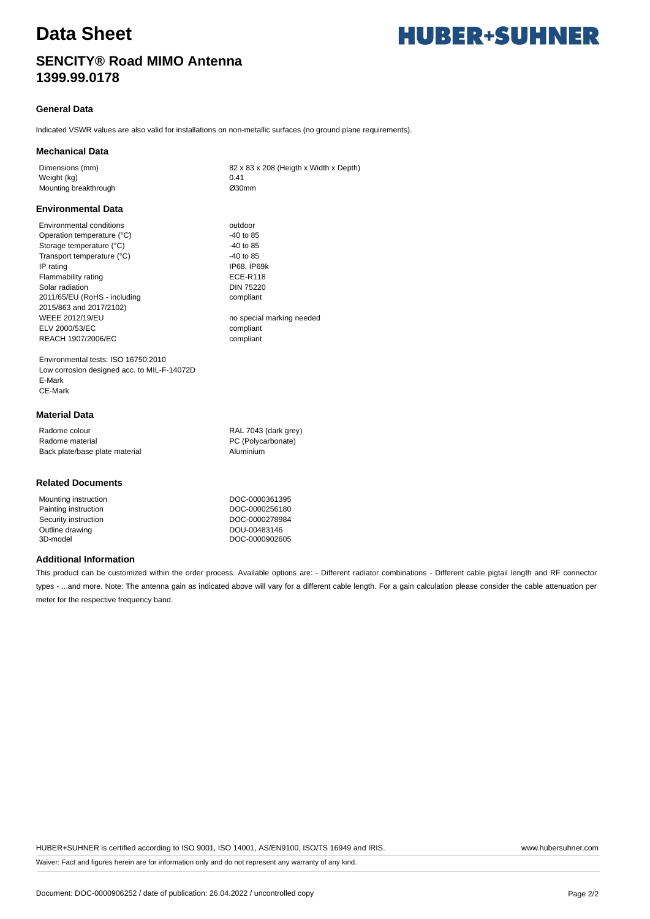# Data Sheet

HUBER+SUHNER

## SENCITY® Road MIMO Antenna 1399.99.0178

### General Data

Indicated VSWR values are also valid for installations on non-metallic surfaces (no ground plane requirements).

### Mechanical Data

| | |
|---|---|
| Dimensions (mm) | 82 x 83 x 208 (Heigth x Width x Depth) |
| Weight (kg) | 0.41 |
| Mounting breakthrough | Ø30mm |

### Environmental Data

| | |
|---|---|
| Environmental conditions | outdoor |
| Operation temperature (°C) | -40 to 85 |
| Storage temperature (°C) | -40 to 85 |
| Transport temperature (°C) | -40 to 85 |
| IP rating | IP68, IP69k |
| Flammability rating | ECE-R118 |
| Solar radiation | DIN 75220 |
| 2011/65/EU (RoHS - including 2015/863 and 2017/2102) | compliant |
| WEEE 2012/19/EU | no special marking needed |
| ELV 2000/53/EC | compliant |
| REACH 1907/2006/EC | compliant |

Environmental tests: ISO 16750:2010
Low corrosion designed acc. to MIL-F-14072D
E-Mark
CE-Mark

### Material Data

| | |
|---|---|
| Radome colour | RAL 7043 (dark grey) |
| Radome material | PC (Polycarbonate) |
| Back plate/base plate material | Aluminium |

### Related Documents

| | |
|---|---|
| Mounting instruction | DOC-0000361395 |
| Painting instruction | DOC-0000256180 |
| Security instruction | DOC-0000278984 |
| Outline drawing | DOU-00483146 |
| 3D-model | DOC-0000902605 |

### Additional Information

This product can be customized within the order process. Available options are: - Different radiator combinations - Different cable pigtail length and RF connector types - ...and more. Note: The antenna gain as indicated above will vary for a different cable length. For a gain calculation please consider the cable attenuation per meter for the respective frequency band.

HUBER+SUHNER is certified according to ISO 9001, ISO 14001, AS/EN9100, ISO/TS 16949 and IRIS.

www.hubersuhner.com

Waiver: Fact and figures herein are for information only and do not represent any warranty of any kind.

Document: DOC-0000906252 / date of publication: 26.04.2022 / uncontrolled copy